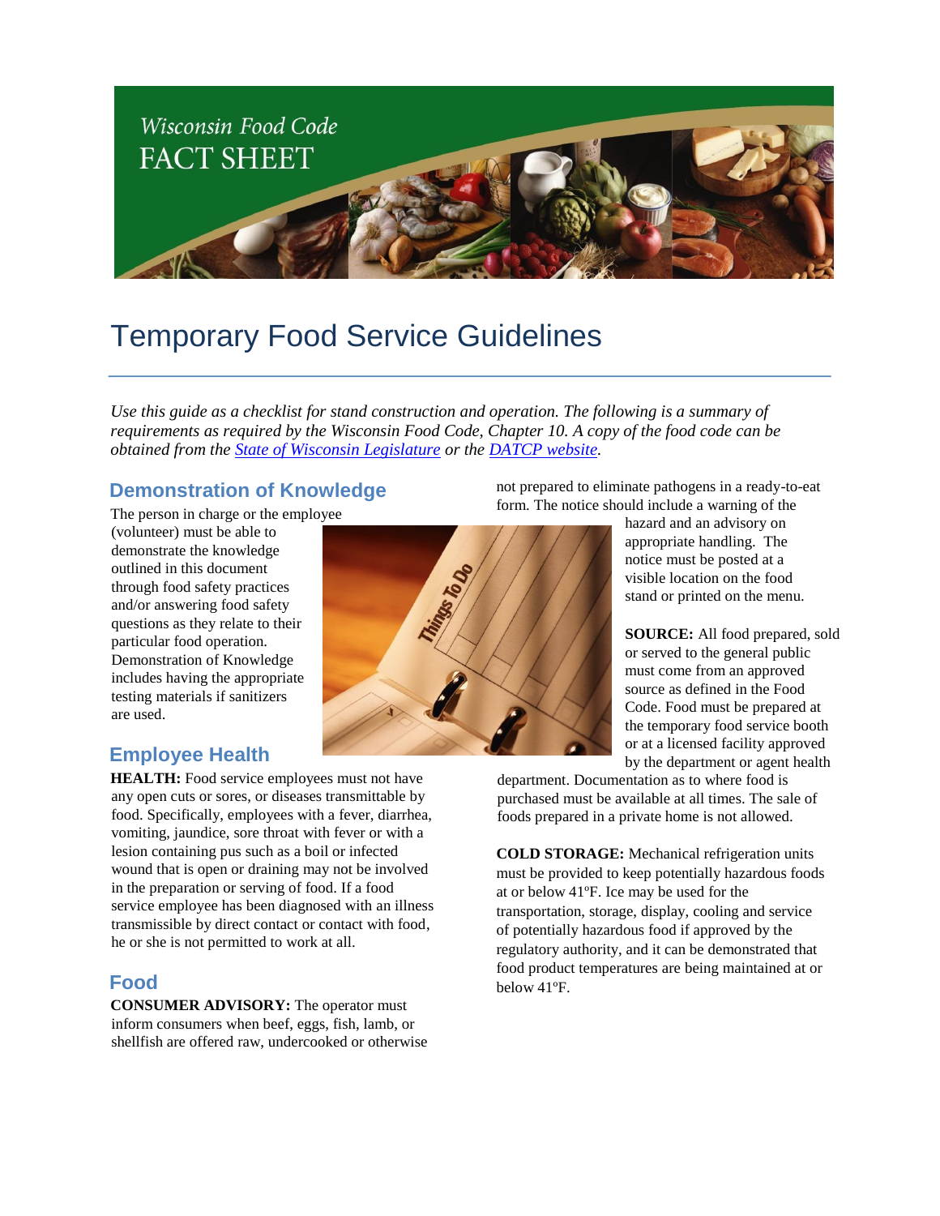Wisconsin Food Code
FACT SHEET

# Temporary Food Service Guidelines

*Use this guide as a checklist for stand construction and operation. The following is a summary of requirements as required by the Wisconsin Food Code, Chapter 10. A copy of the food code can be obtained from the [State of Wisconsin Legislature]() or the [DATCP website]().*

## Demonstration of Knowledge

The person in charge or the employee (volunteer) must be able to demonstrate the knowledge outlined in this document through food safety practices and/or answering food safety questions as they relate to their particular food operation. Demonstration of Knowledge includes having the appropriate testing materials if sanitizers are used.

## Employee Health

**HEALTH:** Food service employees must not have any open cuts or sores, or diseases transmittable by food. Specifically, employees with a fever, diarrhea, vomiting, jaundice, sore throat with fever or with a lesion containing pus such as a boil or infected wound that is open or draining may not be involved in the preparation or serving of food. If a food service employee has been diagnosed with an illness transmissible by direct contact or contact with food, he or she is not permitted to work at all.

## Food

**CONSUMER ADVISORY:** The operator must inform consumers when beef, eggs, fish, lamb, or shellfish are offered raw, undercooked or otherwise not prepared to eliminate pathogens in a ready-to-eat form. The notice should include a warning of the hazard and an advisory on appropriate handling. The notice must be posted at a visible location on the food stand or printed on the menu.

**SOURCE:** All food prepared, sold or served to the general public must come from an approved source as defined in the Food Code. Food must be prepared at the temporary food service booth or at a licensed facility approved by the department or agent health department. Documentation as to where food is purchased must be available at all times. The sale of foods prepared in a private home is not allowed.

**COLD STORAGE:** Mechanical refrigeration units must be provided to keep potentially hazardous foods at or below 41ºF. Ice may be used for the transportation, storage, display, cooling and service of potentially hazardous food if approved by the regulatory authority, and it can be demonstrated that food product temperatures are being maintained at or below 41ºF.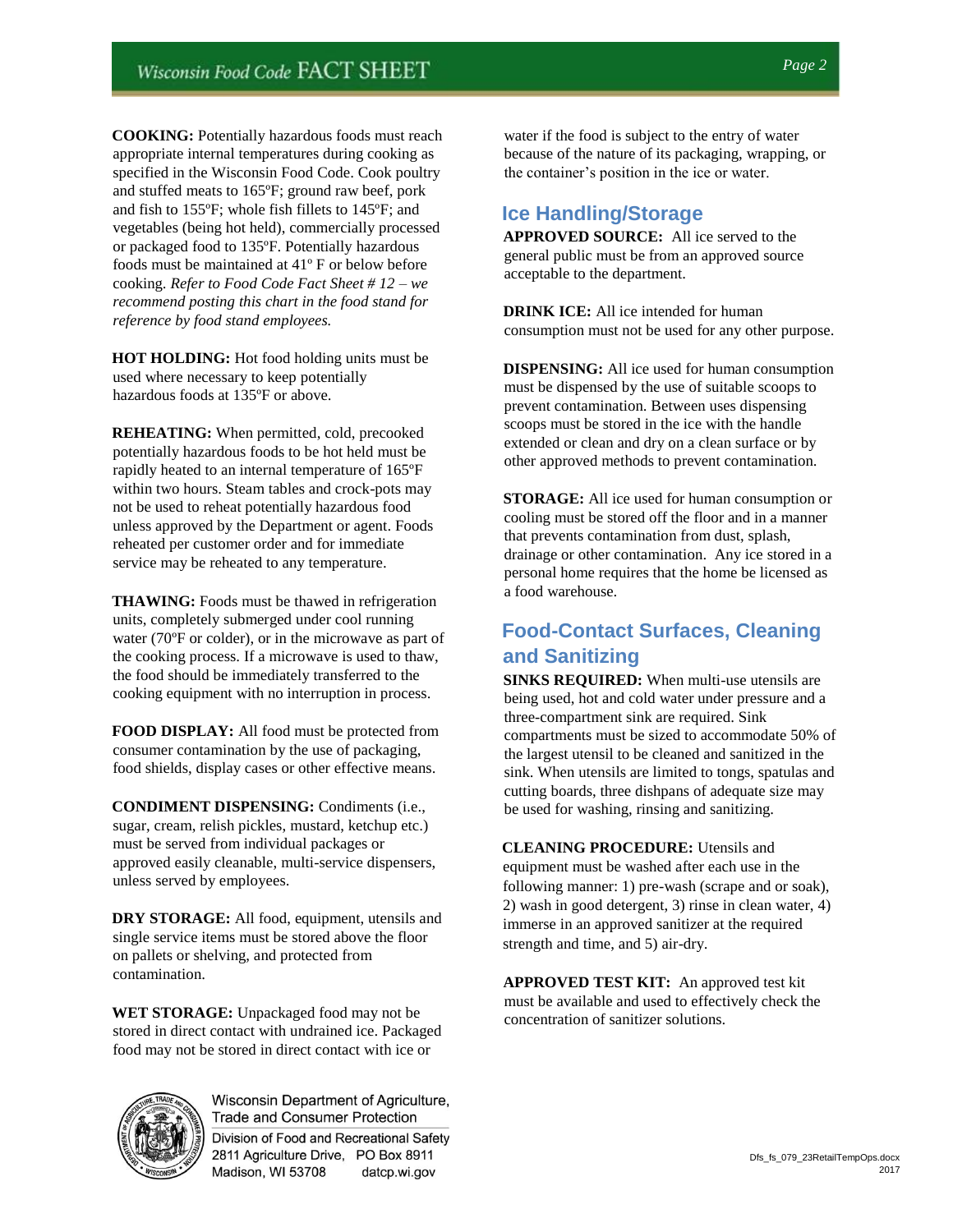**COOKING:** Potentially hazardous foods must reach appropriate internal temperatures during cooking as specified in the Wisconsin Food Code. Cook poultry and stuffed meats to 165ºF; ground raw beef, pork and fish to 155ºF; whole fish fillets to 145ºF; and vegetables (being hot held), commercially processed or packaged food to 135ºF. Potentially hazardous foods must be maintained at 41º F or below before cooking. *Refer to Food Code Fact Sheet # 12 – we recommend posting this chart in the food stand for reference by food stand employees.*

**HOT HOLDING:** Hot food holding units must be used where necessary to keep potentially hazardous foods at 135ºF or above.

**REHEATING:** When permitted, cold, precooked potentially hazardous foods to be hot held must be rapidly heated to an internal temperature of 165ºF within two hours. Steam tables and crock-pots may not be used to reheat potentially hazardous food unless approved by the Department or agent. Foods reheated per customer order and for immediate service may be reheated to any temperature.

**THAWING:** Foods must be thawed in refrigeration units, completely submerged under cool running water (70ºF or colder), or in the microwave as part of the cooking process. If a microwave is used to thaw, the food should be immediately transferred to the cooking equipment with no interruption in process.

**FOOD DISPLAY:** All food must be protected from consumer contamination by the use of packaging, food shields, display cases or other effective means.

**CONDIMENT DISPENSING:** Condiments (i.e., sugar, cream, relish pickles, mustard, ketchup etc.) must be served from individual packages or approved easily cleanable, multi-service dispensers, unless served by employees.

**DRY STORAGE:** All food, equipment, utensils and single service items must be stored above the floor on pallets or shelving, and protected from contamination.

**WET STORAGE:** Unpackaged food may not be stored in direct contact with undrained ice. Packaged food may not be stored in direct contact with ice or water if the food is subject to the entry of water because of the nature of its packaging, wrapping, or the container's position in the ice or water.

## Ice Handling/Storage

**APPROVED SOURCE:** All ice served to the general public must be from an approved source acceptable to the department.

**DRINK ICE:** All ice intended for human consumption must not be used for any other purpose.

**DISPENSING:** All ice used for human consumption must be dispensed by the use of suitable scoops to prevent contamination. Between uses dispensing scoops must be stored in the ice with the handle extended or clean and dry on a clean surface or by other approved methods to prevent contamination.

**STORAGE:** All ice used for human consumption or cooling must be stored off the floor and in a manner that prevents contamination from dust, splash, drainage or other contamination. Any ice stored in a personal home requires that the home be licensed as a food warehouse.

## Food-Contact Surfaces, Cleaning and Sanitizing

**SINKS REQUIRED:** When multi-use utensils are being used, hot and cold water under pressure and a three-compartment sink are required. Sink compartments must be sized to accommodate 50% of the largest utensil to be cleaned and sanitized in the sink. When utensils are limited to tongs, spatulas and cutting boards, three dishpans of adequate size may be used for washing, rinsing and sanitizing.

**CLEANING PROCEDURE:** Utensils and equipment must be washed after each use in the following manner: 1) pre-wash (scrape and or soak), 2) wash in good detergent, 3) rinse in clean water, 4) immerse in an approved sanitizer at the required strength and time, and 5) air-dry.

**APPROVED TEST KIT:** An approved test kit must be available and used to effectively check the concentration of sanitizer solutions.

Wisconsin Department of Agriculture, Trade and Consumer Protection
Division of Food and Recreational Safety
2811 Agriculture Drive, PO Box 8911
Madison, WI 53708 datcp.wi.gov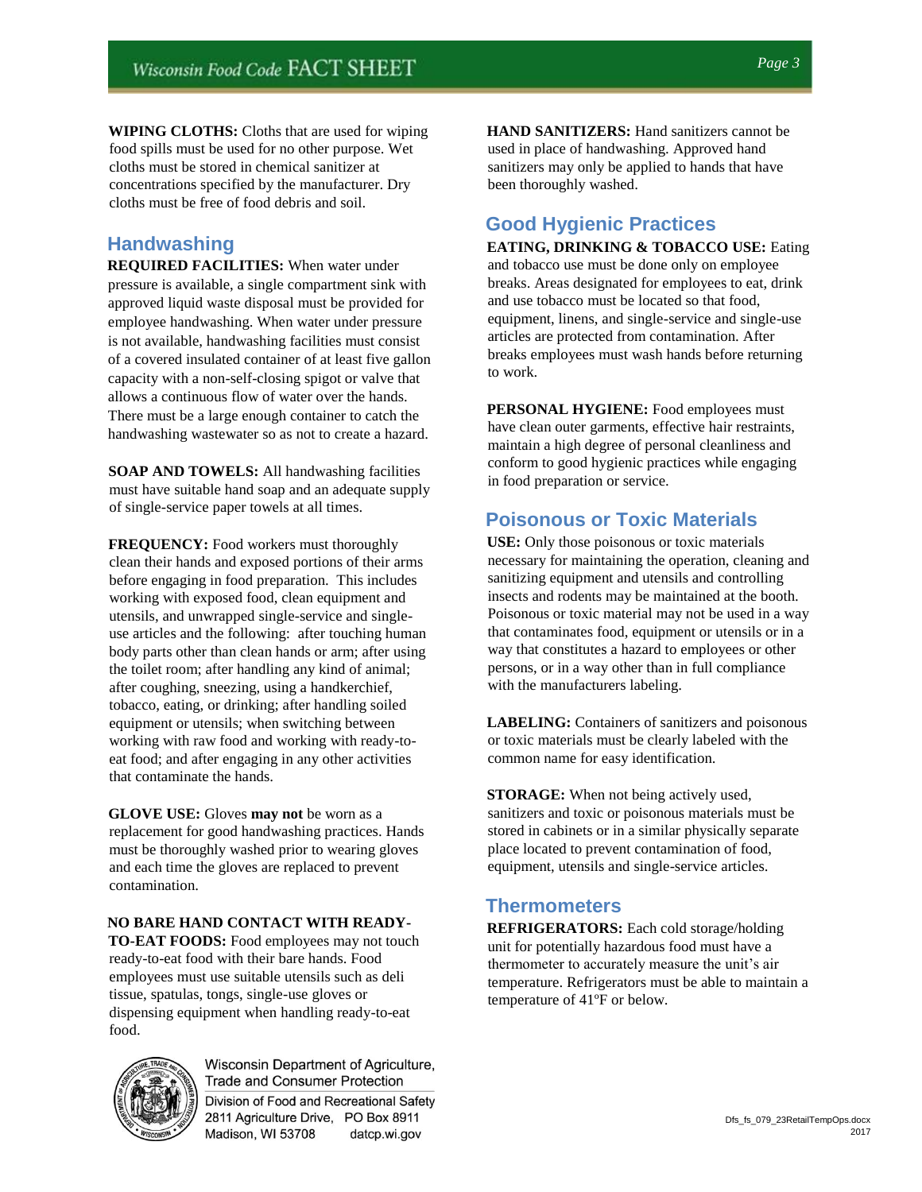**WIPING CLOTHS:** Cloths that are used for wiping food spills must be used for no other purpose. Wet cloths must be stored in chemical sanitizer at concentrations specified by the manufacturer. Dry cloths must be free of food debris and soil.

## Handwashing

**REQUIRED FACILITIES:** When water under pressure is available, a single compartment sink with approved liquid waste disposal must be provided for employee handwashing. When water under pressure is not available, handwashing facilities must consist of a covered insulated container of at least five gallon capacity with a non-self-closing spigot or valve that allows a continuous flow of water over the hands. There must be a large enough container to catch the handwashing wastewater so as not to create a hazard.

**SOAP AND TOWELS:** All handwashing facilities must have suitable hand soap and an adequate supply of single-service paper towels at all times.

**FREQUENCY:** Food workers must thoroughly clean their hands and exposed portions of their arms before engaging in food preparation. This includes working with exposed food, clean equipment and utensils, and unwrapped single-service and single-use articles and the following: after touching human body parts other than clean hands or arm; after using the toilet room; after handling any kind of animal; after coughing, sneezing, using a handkerchief, tobacco, eating, or drinking; after handling soiled equipment or utensils; when switching between working with raw food and working with ready-to-eat food; and after engaging in any other activities that contaminate the hands.

**GLOVE USE:** Gloves **may not** be worn as a replacement for good handwashing practices. Hands must be thoroughly washed prior to wearing gloves and each time the gloves are replaced to prevent contamination.

**NO BARE HAND CONTACT WITH READY-TO-EAT FOODS:** Food employees may not touch ready-to-eat food with their bare hands. Food employees must use suitable utensils such as deli tissue, spatulas, tongs, single-use gloves or dispensing equipment when handling ready-to-eat food.

**HAND SANITIZERS:** Hand sanitizers cannot be used in place of handwashing. Approved hand sanitizers may only be applied to hands that have been thoroughly washed.

## Good Hygienic Practices

**EATING, DRINKING & TOBACCO USE:** Eating and tobacco use must be done only on employee breaks. Areas designated for employees to eat, drink and use tobacco must be located so that food, equipment, linens, and single-service and single-use articles are protected from contamination. After breaks employees must wash hands before returning to work.

**PERSONAL HYGIENE:** Food employees must have clean outer garments, effective hair restraints, maintain a high degree of personal cleanliness and conform to good hygienic practices while engaging in food preparation or service.

## Poisonous or Toxic Materials

**USE:** Only those poisonous or toxic materials necessary for maintaining the operation, cleaning and sanitizing equipment and utensils and controlling insects and rodents may be maintained at the booth. Poisonous or toxic material may not be used in a way that contaminates food, equipment or utensils or in a way that constitutes a hazard to employees or other persons, or in a way other than in full compliance with the manufacturers labeling.

**LABELING:** Containers of sanitizers and poisonous or toxic materials must be clearly labeled with the common name for easy identification.

**STORAGE:** When not being actively used, sanitizers and toxic or poisonous materials must be stored in cabinets or in a similar physically separate place located to prevent contamination of food, equipment, utensils and single-service articles.

## Thermometers

**REFRIGERATORS:** Each cold storage/holding unit for potentially hazardous food must have a thermometer to accurately measure the unit's air temperature. Refrigerators must be able to maintain a temperature of 41ºF or below.

Wisconsin Department of Agriculture, Trade and Consumer Protection
Division of Food and Recreational Safety
2811 Agriculture Drive, PO Box 8911
Madison, WI 53708 datcp.wi.gov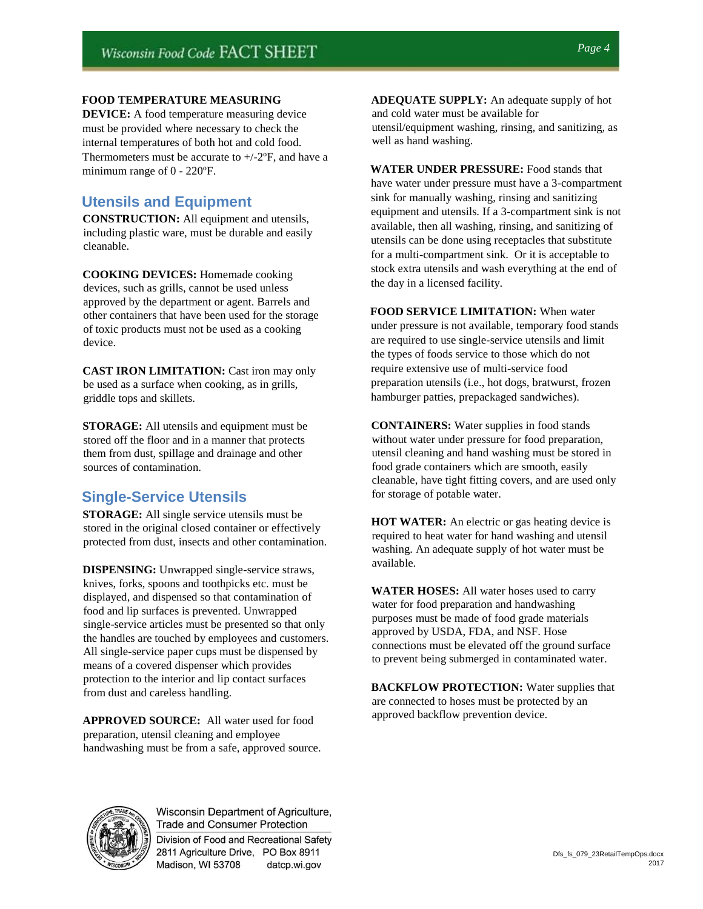**FOOD TEMPERATURE MEASURING DEVICE:** A food temperature measuring device must be provided where necessary to check the internal temperatures of both hot and cold food. Thermometers must be accurate to +/-2ºF, and have a minimum range of 0 - 220ºF.

## Utensils and Equipment

**CONSTRUCTION:** All equipment and utensils, including plastic ware, must be durable and easily cleanable.

**COOKING DEVICES:** Homemade cooking devices, such as grills, cannot be used unless approved by the department or agent. Barrels and other containers that have been used for the storage of toxic products must not be used as a cooking device.

**CAST IRON LIMITATION:** Cast iron may only be used as a surface when cooking, as in grills, griddle tops and skillets.

**STORAGE:** All utensils and equipment must be stored off the floor and in a manner that protects them from dust, spillage and drainage and other sources of contamination.

## Single-Service Utensils

**STORAGE:** All single service utensils must be stored in the original closed container or effectively protected from dust, insects and other contamination.

**DISPENSING:** Unwrapped single-service straws, knives, forks, spoons and toothpicks etc. must be displayed, and dispensed so that contamination of food and lip surfaces is prevented. Unwrapped single-service articles must be presented so that only the handles are touched by employees and customers. All single-service paper cups must be dispensed by means of a covered dispenser which provides protection to the interior and lip contact surfaces from dust and careless handling.

**APPROVED SOURCE:** All water used for food preparation, utensil cleaning and employee handwashing must be from a safe, approved source.

**ADEQUATE SUPPLY:** An adequate supply of hot and cold water must be available for utensil/equipment washing, rinsing, and sanitizing, as well as hand washing.

**WATER UNDER PRESSURE:** Food stands that have water under pressure must have a 3-compartment sink for manually washing, rinsing and sanitizing equipment and utensils. If a 3-compartment sink is not available, then all washing, rinsing, and sanitizing of utensils can be done using receptacles that substitute for a multi-compartment sink. Or it is acceptable to stock extra utensils and wash everything at the end of the day in a licensed facility.

**FOOD SERVICE LIMITATION:** When water under pressure is not available, temporary food stands are required to use single-service utensils and limit the types of foods service to those which do not require extensive use of multi-service food preparation utensils (i.e., hot dogs, bratwurst, frozen hamburger patties, prepackaged sandwiches).

**CONTAINERS:** Water supplies in food stands without water under pressure for food preparation, utensil cleaning and hand washing must be stored in food grade containers which are smooth, easily cleanable, have tight fitting covers, and are used only for storage of potable water.

**HOT WATER:** An electric or gas heating device is required to heat water for hand washing and utensil washing. An adequate supply of hot water must be available.

**WATER HOSES:** All water hoses used to carry water for food preparation and handwashing purposes must be made of food grade materials approved by USDA, FDA, and NSF. Hose connections must be elevated off the ground surface to prevent being submerged in contaminated water.

**BACKFLOW PROTECTION:** Water supplies that are connected to hoses must be protected by an approved backflow prevention device.

Wisconsin Department of Agriculture, Trade and Consumer Protection
Division of Food and Recreational Safety
2811 Agriculture Drive, PO Box 8911
Madison, WI 53708 datcp.wi.gov

Dfs_fs_079_23RetailTempOps.docx
2017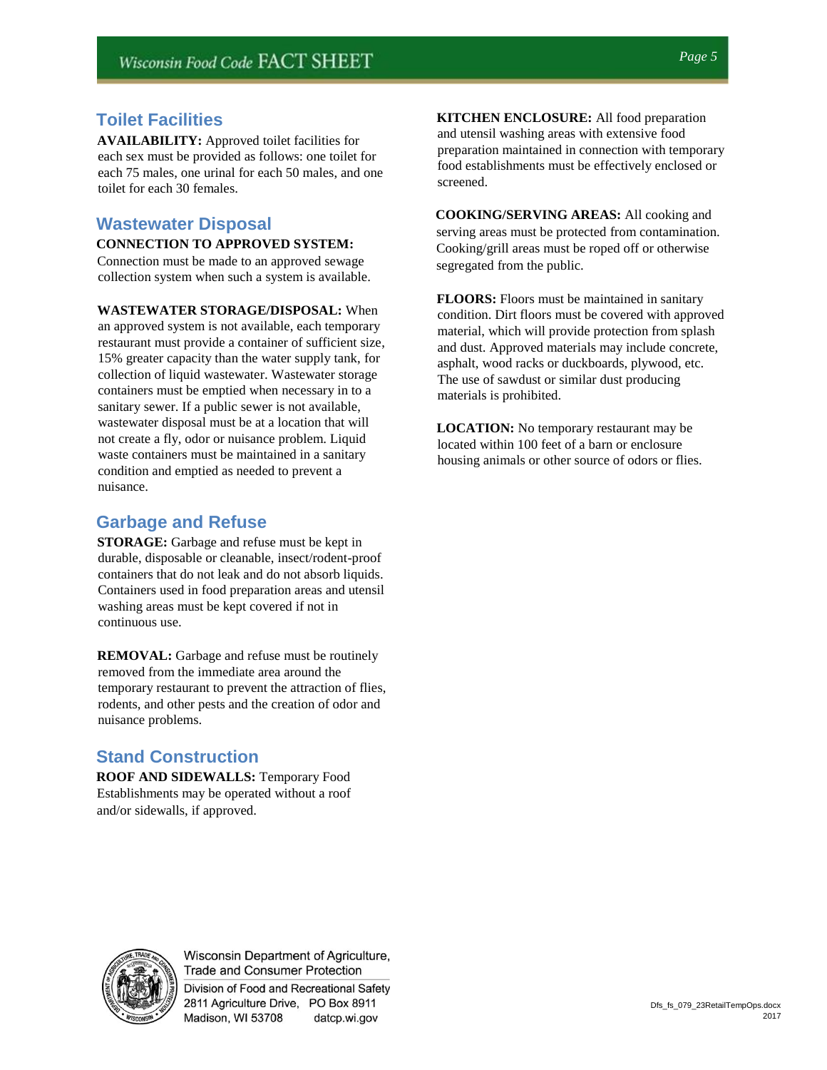## Toilet Facilities

**AVAILABILITY:** Approved toilet facilities for each sex must be provided as follows: one toilet for each 75 males, one urinal for each 50 males, and one toilet for each 30 females.

## Wastewater Disposal

**CONNECTION TO APPROVED SYSTEM:** Connection must be made to an approved sewage collection system when such a system is available.

**WASTEWATER STORAGE/DISPOSAL:** When an approved system is not available, each temporary restaurant must provide a container of sufficient size, 15% greater capacity than the water supply tank, for collection of liquid wastewater. Wastewater storage containers must be emptied when necessary in to a sanitary sewer. If a public sewer is not available, wastewater disposal must be at a location that will not create a fly, odor or nuisance problem. Liquid waste containers must be maintained in a sanitary condition and emptied as needed to prevent a nuisance.

## Garbage and Refuse

**STORAGE:** Garbage and refuse must be kept in durable, disposable or cleanable, insect/rodent-proof containers that do not leak and do not absorb liquids. Containers used in food preparation areas and utensil washing areas must be kept covered if not in continuous use.

**REMOVAL:** Garbage and refuse must be routinely removed from the immediate area around the temporary restaurant to prevent the attraction of flies, rodents, and other pests and the creation of odor and nuisance problems.

## Stand Construction

**ROOF AND SIDEWALLS:** Temporary Food Establishments may be operated without a roof and/or sidewalls, if approved.

**KITCHEN ENCLOSURE:** All food preparation and utensil washing areas with extensive food preparation maintained in connection with temporary food establishments must be effectively enclosed or screened.

**COOKING/SERVING AREAS:** All cooking and serving areas must be protected from contamination. Cooking/grill areas must be roped off or otherwise segregated from the public.

**FLOORS:** Floors must be maintained in sanitary condition. Dirt floors must be covered with approved material, which will provide protection from splash and dust. Approved materials may include concrete, asphalt, wood racks or duckboards, plywood, etc. The use of sawdust or similar dust producing materials is prohibited.

**LOCATION:** No temporary restaurant may be located within 100 feet of a barn or enclosure housing animals or other source of odors or flies.

Wisconsin Department of Agriculture, Trade and Consumer Protection
Division of Food and Recreational Safety
2811 Agriculture Drive, PO Box 8911
Madison, WI 53708 datcp.wi.gov

Dfs_fs_079_23RetailTempOps.docx
2017